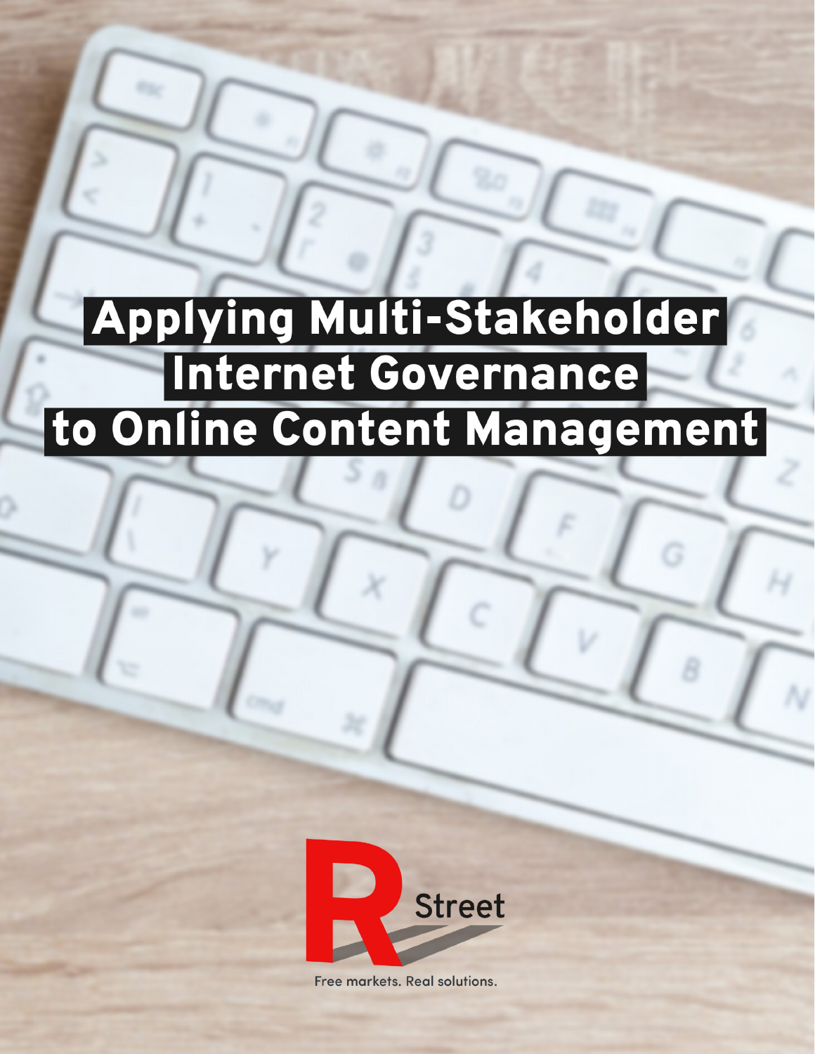# Applying Multi-Stakeholder Internet Governance to Online Content Management

R Street

Free markets. Real solutions.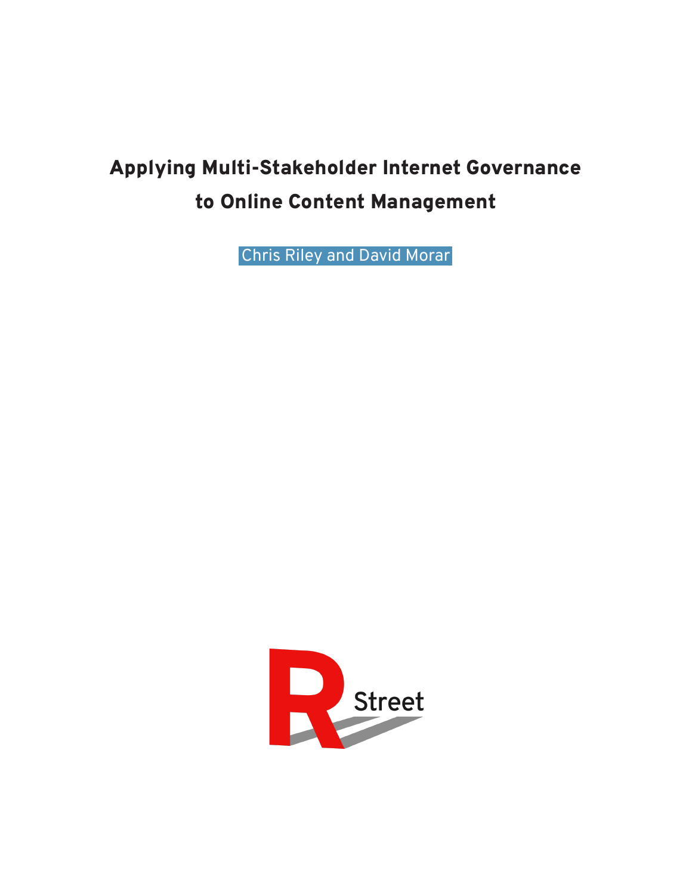# Applying Multi-Stakeholder Internet Governance to Online Content Management

Chris Riley and David Morar

R Street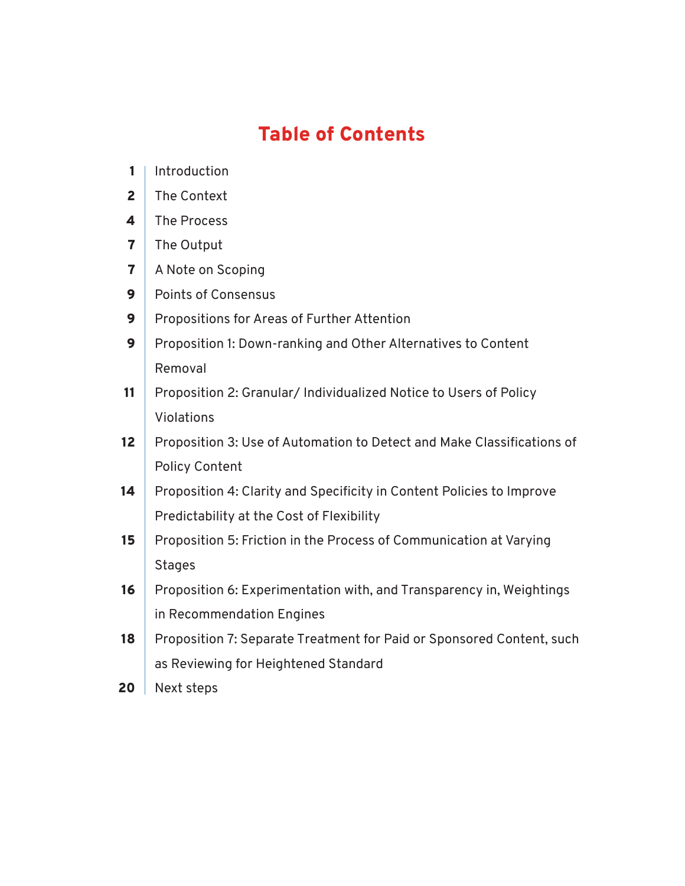# Table of Contents

| | |
|---|---|
| 1 | Introduction |
| 2 | The Context |
| 4 | The Process |
| 7 | The Output |
| 7 | A Note on Scoping |
| 9 | Points of Consensus |
| 9 | Propositions for Areas of Further Attention |
| 9 | Proposition 1: Down-ranking and Other Alternatives to Content Removal |
| 11 | Proposition 2: Granular/ Individualized Notice to Users of Policy Violations |
| 12 | Proposition 3: Use of Automation to Detect and Make Classifications of Policy Content |
| 14 | Proposition 4: Clarity and Specificity in Content Policies to Improve Predictability at the Cost of Flexibility |
| 15 | Proposition 5: Friction in the Process of Communication at Varying Stages |
| 16 | Proposition 6: Experimentation with, and Transparency in, Weightings in Recommendation Engines |
| 18 | Proposition 7: Separate Treatment for Paid or Sponsored Content, such as Reviewing for Heightened Standard |
| 20 | Next steps |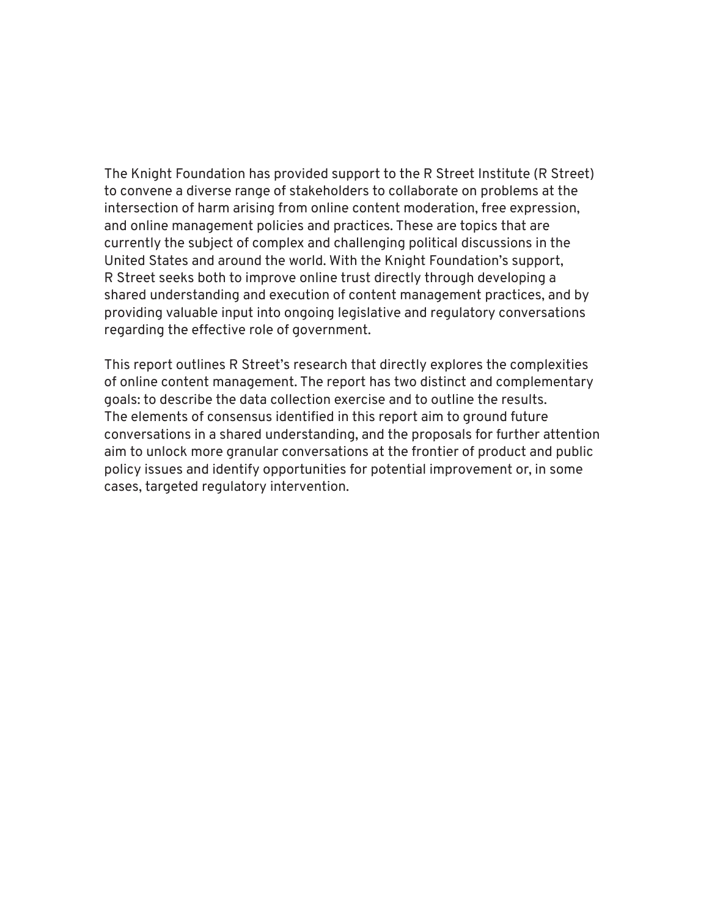The Knight Foundation has provided support to the R Street Institute (R Street) to convene a diverse range of stakeholders to collaborate on problems at the intersection of harm arising from online content moderation, free expression, and online management policies and practices. These are topics that are currently the subject of complex and challenging political discussions in the United States and around the world. With the Knight Foundation's support, R Street seeks both to improve online trust directly through developing a shared understanding and execution of content management practices, and by providing valuable input into ongoing legislative and regulatory conversations regarding the effective role of government.

This report outlines R Street's research that directly explores the complexities of online content management. The report has two distinct and complementary goals: to describe the data collection exercise and to outline the results. The elements of consensus identified in this report aim to ground future conversations in a shared understanding, and the proposals for further attention aim to unlock more granular conversations at the frontier of product and public policy issues and identify opportunities for potential improvement or, in some cases, targeted regulatory intervention.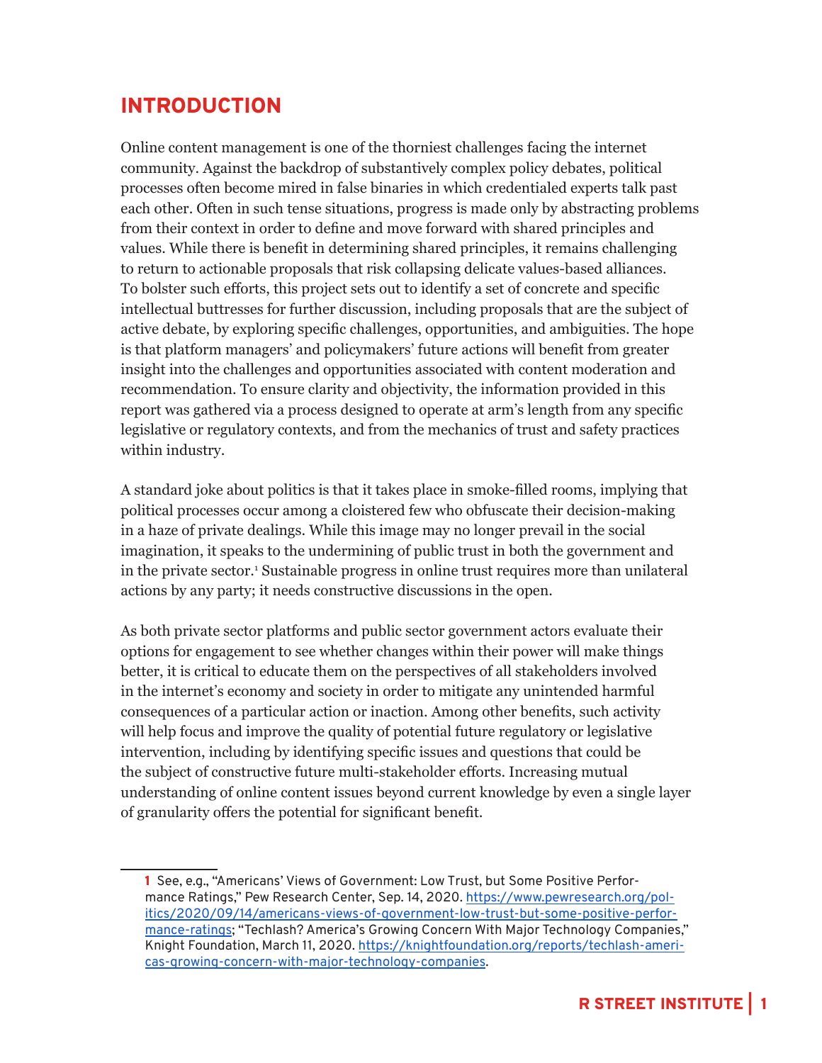# INTRODUCTION

Online content management is one of the thorniest challenges facing the internet community. Against the backdrop of substantively complex policy debates, political processes often become mired in false binaries in which credentialed experts talk past each other. Often in such tense situations, progress is made only by abstracting problems from their context in order to define and move forward with shared principles and values. While there is benefit in determining shared principles, it remains challenging to return to actionable proposals that risk collapsing delicate values-based alliances. To bolster such efforts, this project sets out to identify a set of concrete and specific intellectual buttresses for further discussion, including proposals that are the subject of active debate, by exploring specific challenges, opportunities, and ambiguities. The hope is that platform managers' and policymakers' future actions will benefit from greater insight into the challenges and opportunities associated with content moderation and recommendation. To ensure clarity and objectivity, the information provided in this report was gathered via a process designed to operate at arm's length from any specific legislative or regulatory contexts, and from the mechanics of trust and safety practices within industry.

A standard joke about politics is that it takes place in smoke-filled rooms, implying that political processes occur among a cloistered few who obfuscate their decision-making in a haze of private dealings. While this image may no longer prevail in the social imagination, it speaks to the undermining of public trust in both the government and in the private sector.[1] Sustainable progress in online trust requires more than unilateral actions by any party; it needs constructive discussions in the open.

As both private sector platforms and public sector government actors evaluate their options for engagement to see whether changes within their power will make things better, it is critical to educate them on the perspectives of all stakeholders involved in the internet's economy and society in order to mitigate any unintended harmful consequences of a particular action or inaction. Among other benefits, such activity will help focus and improve the quality of potential future regulatory or legislative intervention, including by identifying specific issues and questions that could be the subject of constructive future multi-stakeholder efforts. Increasing mutual understanding of online content issues beyond current knowledge by even a single layer of granularity offers the potential for significant benefit.

---

1 See, e.g., "Americans' Views of Government: Low Trust, but Some Positive Performance Ratings," Pew Research Center, Sep. 14, 2020. https://www.pewresearch.org/politics/2020/09/14/americans-views-of-government-low-trust-but-some-positive-performance-ratings; "Techlash? America's Growing Concern With Major Technology Companies," Knight Foundation, March 11, 2020. https://knightfoundation.org/reports/techlash-americas-growing-concern-with-major-technology-companies.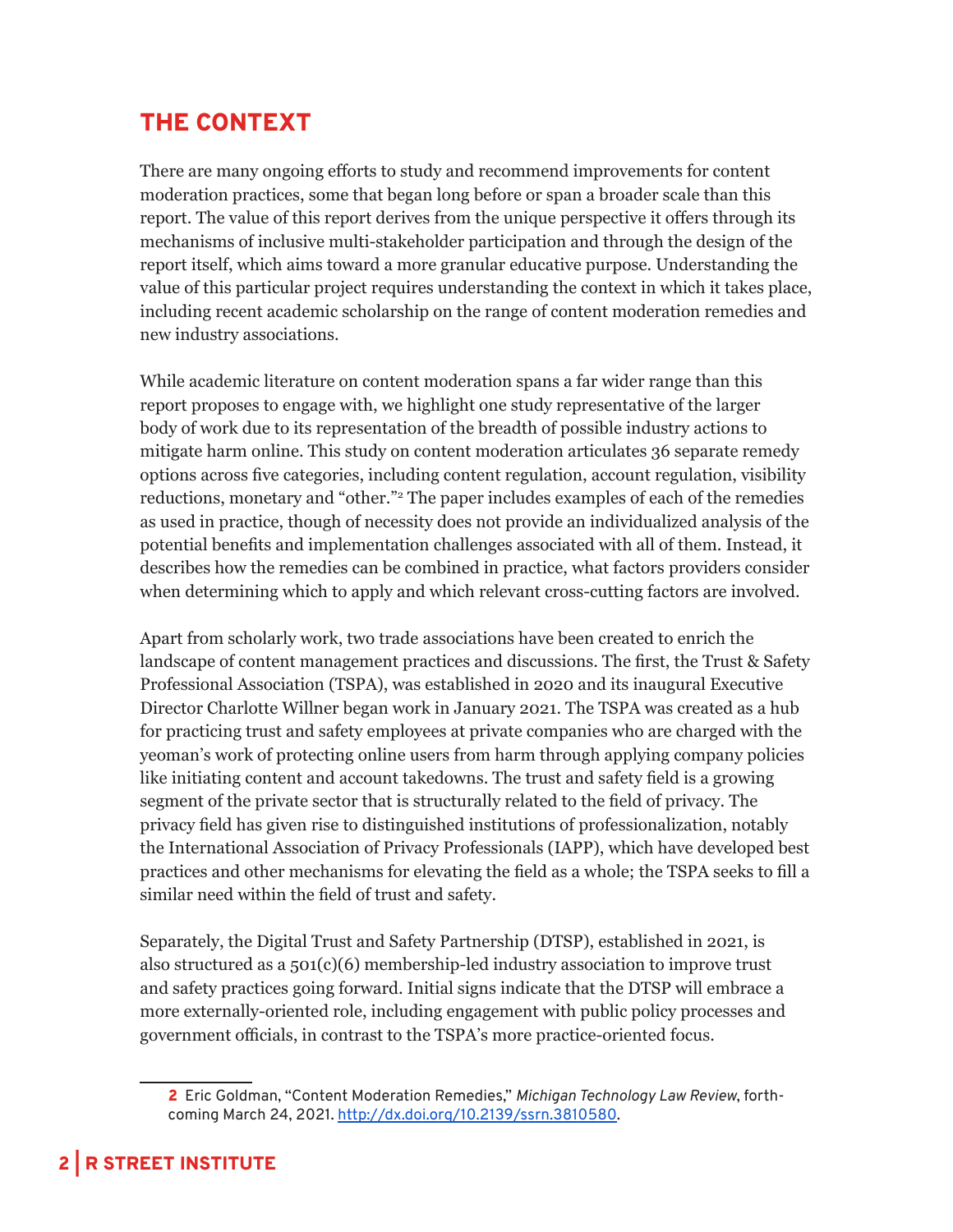## THE CONTEXT

There are many ongoing efforts to study and recommend improvements for content moderation practices, some that began long before or span a broader scale than this report. The value of this report derives from the unique perspective it offers through its mechanisms of inclusive multi-stakeholder participation and through the design of the report itself, which aims toward a more granular educative purpose. Understanding the value of this particular project requires understanding the context in which it takes place, including recent academic scholarship on the range of content moderation remedies and new industry associations.

While academic literature on content moderation spans a far wider range than this report proposes to engage with, we highlight one study representative of the larger body of work due to its representation of the breadth of possible industry actions to mitigate harm online. This study on content moderation articulates 36 separate remedy options across five categories, including content regulation, account regulation, visibility reductions, monetary and "other."[2] The paper includes examples of each of the remedies as used in practice, though of necessity does not provide an individualized analysis of the potential benefits and implementation challenges associated with all of them. Instead, it describes how the remedies can be combined in practice, what factors providers consider when determining which to apply and which relevant cross-cutting factors are involved.

Apart from scholarly work, two trade associations have been created to enrich the landscape of content management practices and discussions. The first, the Trust & Safety Professional Association (TSPA), was established in 2020 and its inaugural Executive Director Charlotte Willner began work in January 2021. The TSPA was created as a hub for practicing trust and safety employees at private companies who are charged with the yeoman's work of protecting online users from harm through applying company policies like initiating content and account takedowns. The trust and safety field is a growing segment of the private sector that is structurally related to the field of privacy. The privacy field has given rise to distinguished institutions of professionalization, notably the International Association of Privacy Professionals (IAPP), which have developed best practices and other mechanisms for elevating the field as a whole; the TSPA seeks to fill a similar need within the field of trust and safety.

Separately, the Digital Trust and Safety Partnership (DTSP), established in 2021, is also structured as a 501(c)(6) membership-led industry association to improve trust and safety practices going forward. Initial signs indicate that the DTSP will embrace a more externally-oriented role, including engagement with public policy processes and government officials, in contrast to the TSPA's more practice-oriented focus.

---

2 Eric Goldman, "Content Moderation Remedies," *Michigan Technology Law Review*, forthcoming March 24, 2021. http://dx.doi.org/10.2139/ssrn.3810580.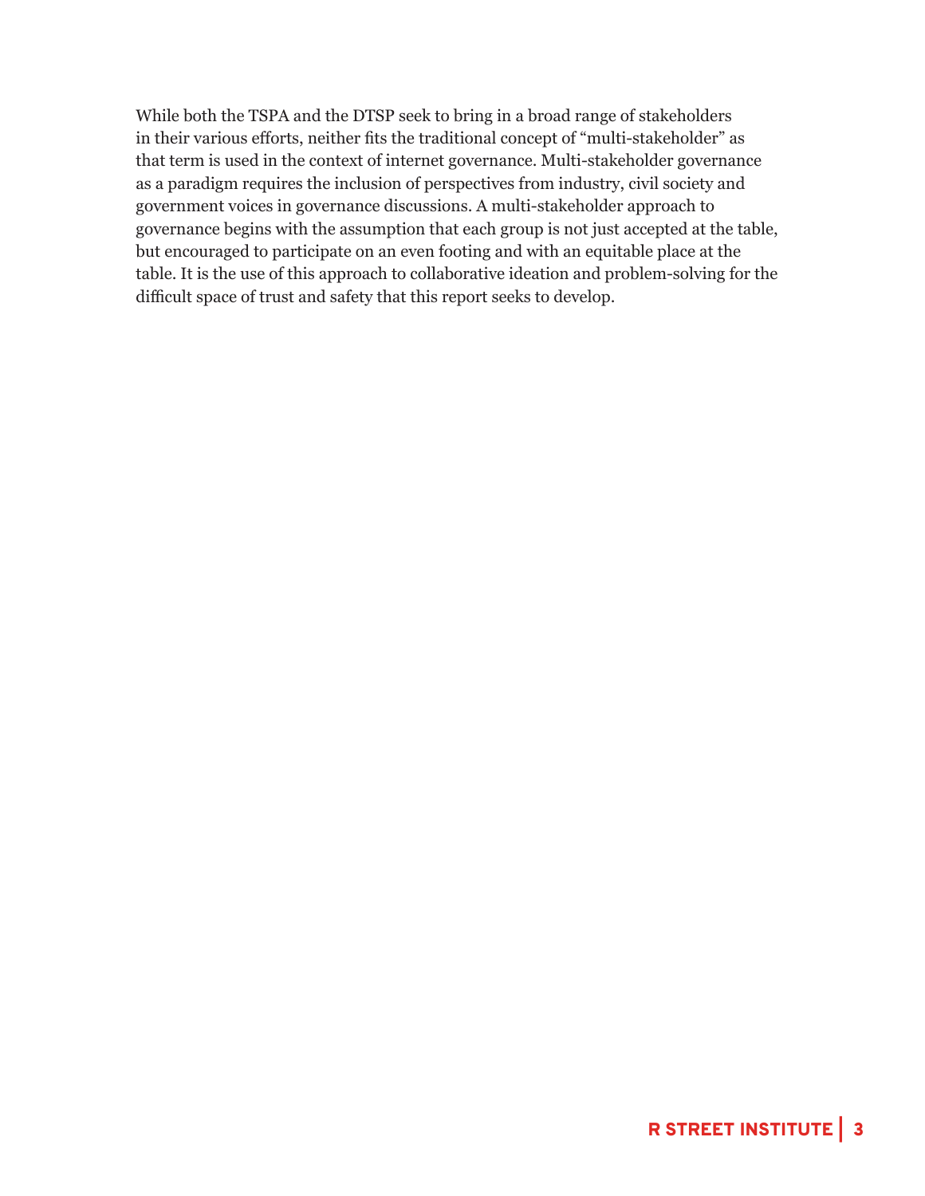While both the TSPA and the DTSP seek to bring in a broad range of stakeholders in their various efforts, neither fits the traditional concept of "multi-stakeholder" as that term is used in the context of internet governance. Multi-stakeholder governance as a paradigm requires the inclusion of perspectives from industry, civil society and government voices in governance discussions. A multi-stakeholder approach to governance begins with the assumption that each group is not just accepted at the table, but encouraged to participate on an even footing and with an equitable place at the table. It is the use of this approach to collaborative ideation and problem-solving for the difficult space of trust and safety that this report seeks to develop.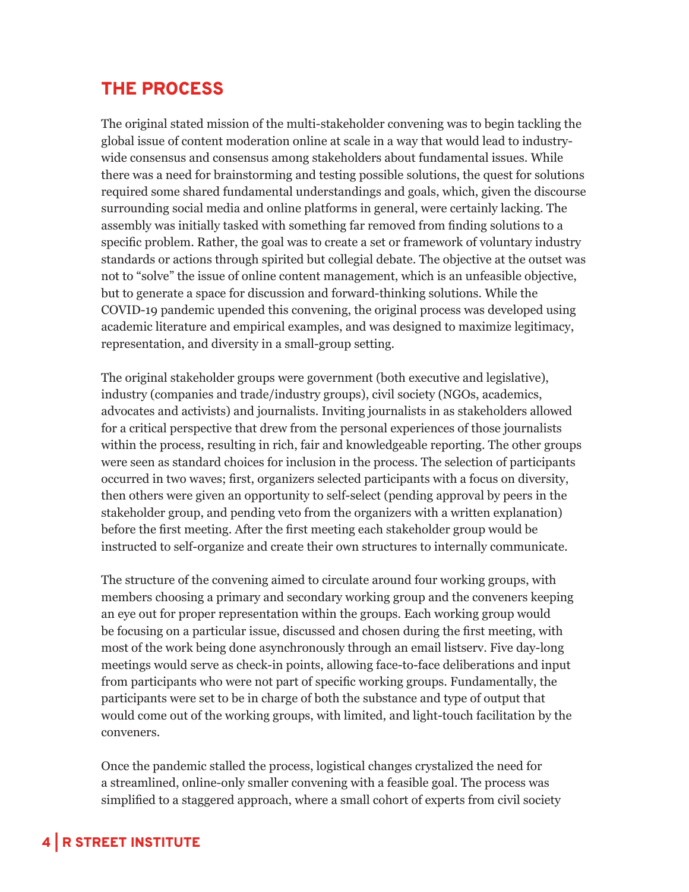## THE PROCESS

The original stated mission of the multi-stakeholder convening was to begin tackling the global issue of content moderation online at scale in a way that would lead to industry-wide consensus and consensus among stakeholders about fundamental issues. While there was a need for brainstorming and testing possible solutions, the quest for solutions required some shared fundamental understandings and goals, which, given the discourse surrounding social media and online platforms in general, were certainly lacking. The assembly was initially tasked with something far removed from finding solutions to a specific problem. Rather, the goal was to create a set or framework of voluntary industry standards or actions through spirited but collegial debate. The objective at the outset was not to "solve" the issue of online content management, which is an unfeasible objective, but to generate a space for discussion and forward-thinking solutions. While the COVID-19 pandemic upended this convening, the original process was developed using academic literature and empirical examples, and was designed to maximize legitimacy, representation, and diversity in a small-group setting.

The original stakeholder groups were government (both executive and legislative), industry (companies and trade/industry groups), civil society (NGOs, academics, advocates and activists) and journalists. Inviting journalists in as stakeholders allowed for a critical perspective that drew from the personal experiences of those journalists within the process, resulting in rich, fair and knowledgeable reporting. The other groups were seen as standard choices for inclusion in the process. The selection of participants occurred in two waves; first, organizers selected participants with a focus on diversity, then others were given an opportunity to self-select (pending approval by peers in the stakeholder group, and pending veto from the organizers with a written explanation) before the first meeting. After the first meeting each stakeholder group would be instructed to self-organize and create their own structures to internally communicate.

The structure of the convening aimed to circulate around four working groups, with members choosing a primary and secondary working group and the conveners keeping an eye out for proper representation within the groups. Each working group would be focusing on a particular issue, discussed and chosen during the first meeting, with most of the work being done asynchronously through an email listserv. Five day-long meetings would serve as check-in points, allowing face-to-face deliberations and input from participants who were not part of specific working groups. Fundamentally, the participants were set to be in charge of both the substance and type of output that would come out of the working groups, with limited, and light-touch facilitation by the conveners.

Once the pandemic stalled the process, logistical changes crystalized the need for a streamlined, online-only smaller convening with a feasible goal. The process was simplified to a staggered approach, where a small cohort of experts from civil society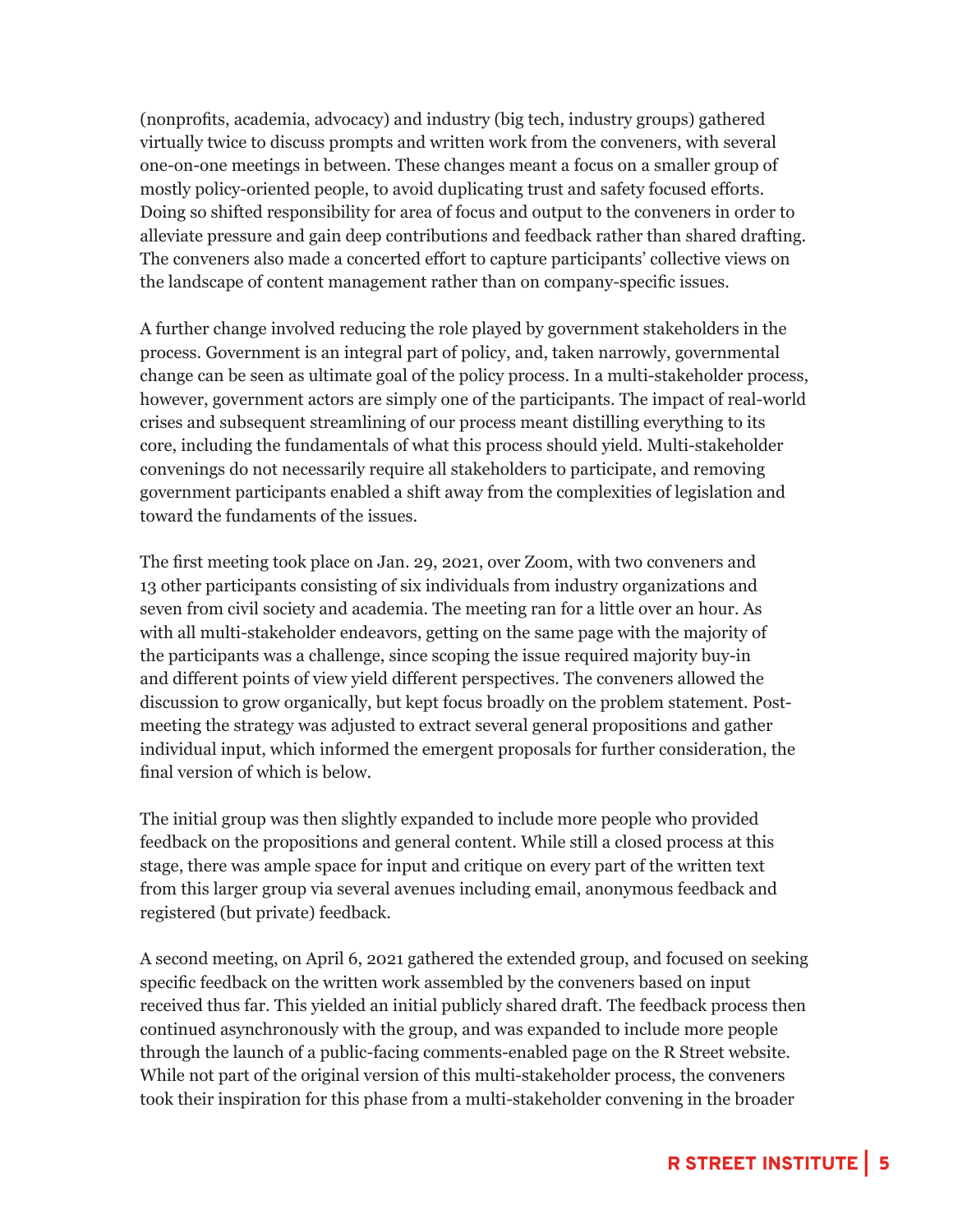(nonprofits, academia, advocacy) and industry (big tech, industry groups) gathered virtually twice to discuss prompts and written work from the conveners, with several one-on-one meetings in between. These changes meant a focus on a smaller group of mostly policy-oriented people, to avoid duplicating trust and safety focused efforts. Doing so shifted responsibility for area of focus and output to the conveners in order to alleviate pressure and gain deep contributions and feedback rather than shared drafting. The conveners also made a concerted effort to capture participants' collective views on the landscape of content management rather than on company-specific issues.

A further change involved reducing the role played by government stakeholders in the process. Government is an integral part of policy, and, taken narrowly, governmental change can be seen as ultimate goal of the policy process. In a multi-stakeholder process, however, government actors are simply one of the participants. The impact of real-world crises and subsequent streamlining of our process meant distilling everything to its core, including the fundamentals of what this process should yield. Multi-stakeholder convenings do not necessarily require all stakeholders to participate, and removing government participants enabled a shift away from the complexities of legislation and toward the fundaments of the issues.

The first meeting took place on Jan. 29, 2021, over Zoom, with two conveners and 13 other participants consisting of six individuals from industry organizations and seven from civil society and academia. The meeting ran for a little over an hour. As with all multi-stakeholder endeavors, getting on the same page with the majority of the participants was a challenge, since scoping the issue required majority buy-in and different points of view yield different perspectives. The conveners allowed the discussion to grow organically, but kept focus broadly on the problem statement. Post-meeting the strategy was adjusted to extract several general propositions and gather individual input, which informed the emergent proposals for further consideration, the final version of which is below.

The initial group was then slightly expanded to include more people who provided feedback on the propositions and general content. While still a closed process at this stage, there was ample space for input and critique on every part of the written text from this larger group via several avenues including email, anonymous feedback and registered (but private) feedback.

A second meeting, on April 6, 2021 gathered the extended group, and focused on seeking specific feedback on the written work assembled by the conveners based on input received thus far. This yielded an initial publicly shared draft. The feedback process then continued asynchronously with the group, and was expanded to include more people through the launch of a public-facing comments-enabled page on the R Street website. While not part of the original version of this multi-stakeholder process, the conveners took their inspiration for this phase from a multi-stakeholder convening in the broader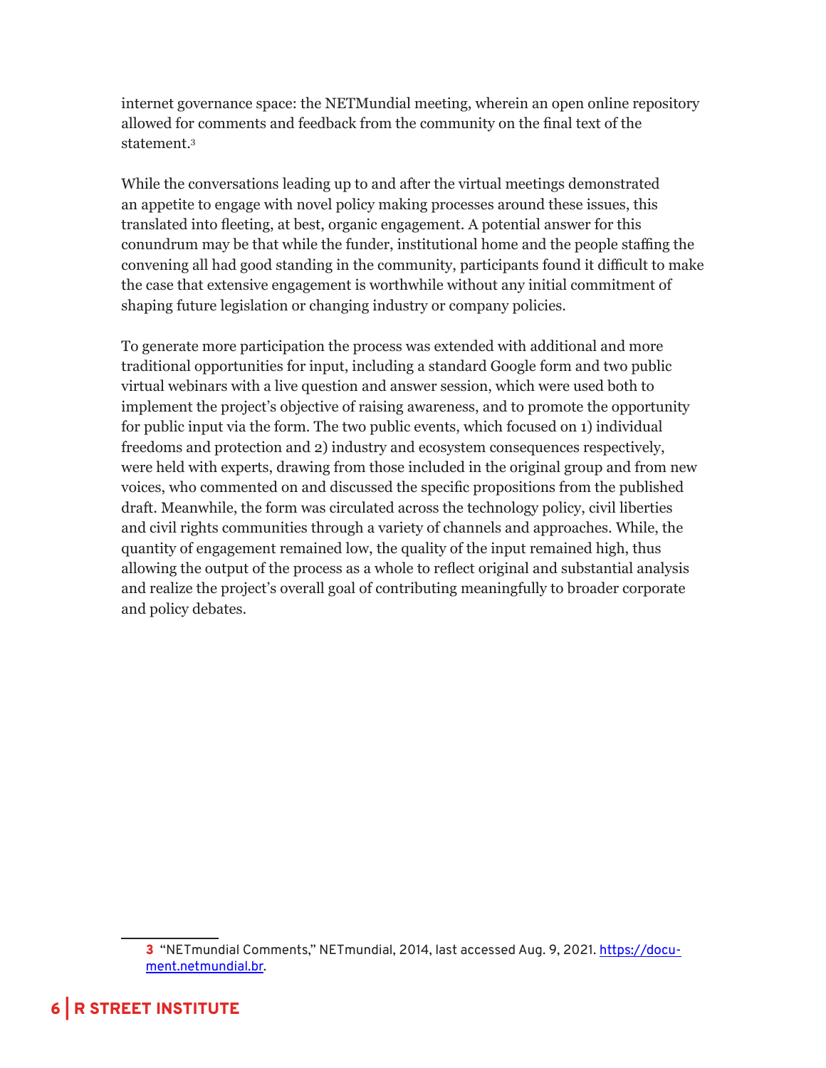internet governance space: the NETMundial meeting, wherein an open online repository allowed for comments and feedback from the community on the final text of the statement.[3]

While the conversations leading up to and after the virtual meetings demonstrated an appetite to engage with novel policy making processes around these issues, this translated into fleeting, at best, organic engagement. A potential answer for this conundrum may be that while the funder, institutional home and the people staffing the convening all had good standing in the community, participants found it difficult to make the case that extensive engagement is worthwhile without any initial commitment of shaping future legislation or changing industry or company policies.

To generate more participation the process was extended with additional and more traditional opportunities for input, including a standard Google form and two public virtual webinars with a live question and answer session, which were used both to implement the project's objective of raising awareness, and to promote the opportunity for public input via the form. The two public events, which focused on 1) individual freedoms and protection and 2) industry and ecosystem consequences respectively, were held with experts, drawing from those included in the original group and from new voices, who commented on and discussed the specific propositions from the published draft. Meanwhile, the form was circulated across the technology policy, civil liberties and civil rights communities through a variety of channels and approaches. While, the quantity of engagement remained low, the quality of the input remained high, thus allowing the output of the process as a whole to reflect original and substantial analysis and realize the project's overall goal of contributing meaningfully to broader corporate and policy debates.

3 "NETmundial Comments," NETmundial, 2014, last accessed Aug. 9, 2021. https://document.netmundial.br.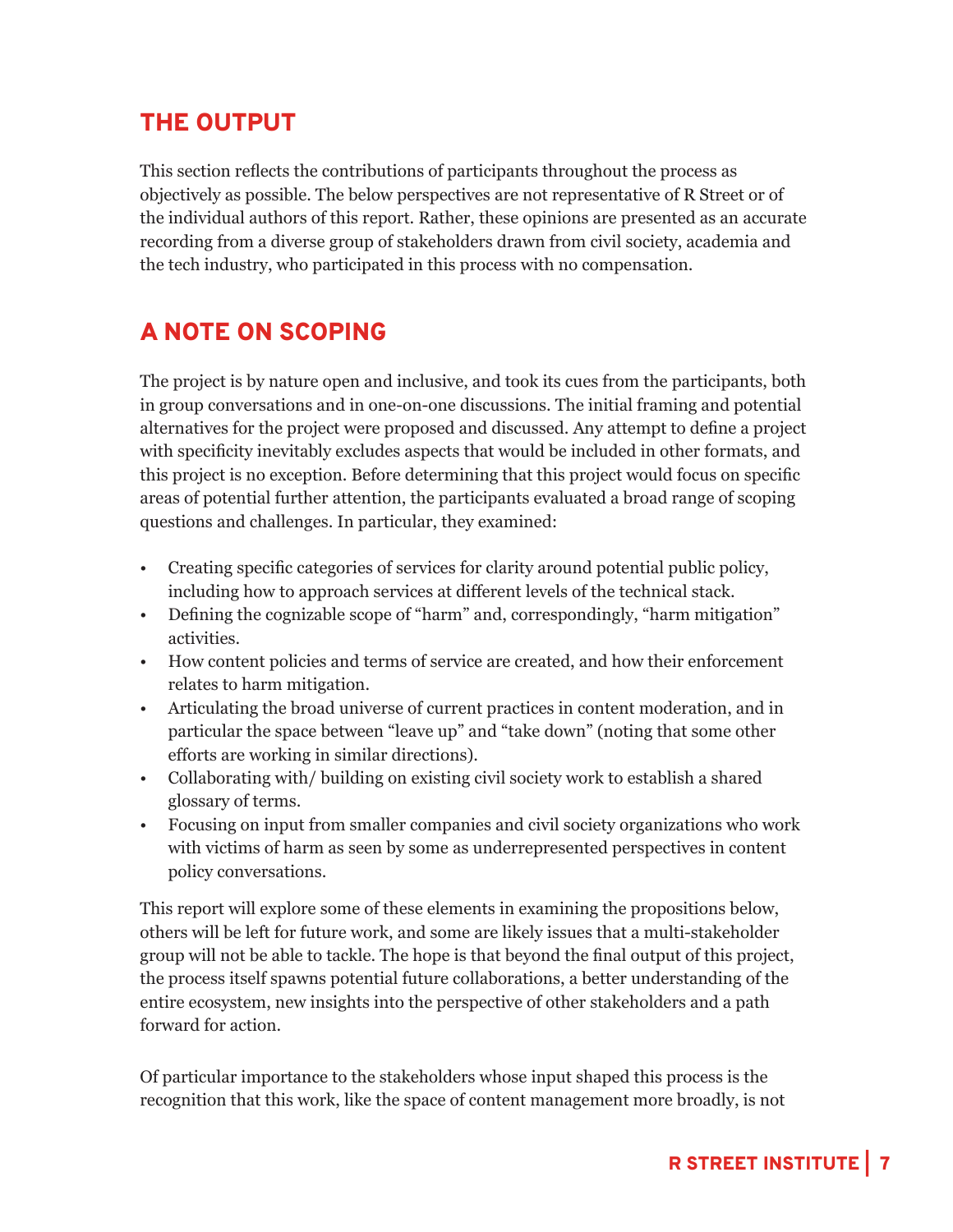## THE OUTPUT

This section reflects the contributions of participants throughout the process as objectively as possible. The below perspectives are not representative of R Street or of the individual authors of this report. Rather, these opinions are presented as an accurate recording from a diverse group of stakeholders drawn from civil society, academia and the tech industry, who participated in this process with no compensation.

## A NOTE ON SCOPING

The project is by nature open and inclusive, and took its cues from the participants, both in group conversations and in one-on-one discussions. The initial framing and potential alternatives for the project were proposed and discussed. Any attempt to define a project with specificity inevitably excludes aspects that would be included in other formats, and this project is no exception. Before determining that this project would focus on specific areas of potential further attention, the participants evaluated a broad range of scoping questions and challenges. In particular, they examined:

- Creating specific categories of services for clarity around potential public policy, including how to approach services at different levels of the technical stack.
- Defining the cognizable scope of "harm" and, correspondingly, "harm mitigation" activities.
- How content policies and terms of service are created, and how their enforcement relates to harm mitigation.
- Articulating the broad universe of current practices in content moderation, and in particular the space between "leave up" and "take down" (noting that some other efforts are working in similar directions).
- Collaborating with/ building on existing civil society work to establish a shared glossary of terms.
- Focusing on input from smaller companies and civil society organizations who work with victims of harm as seen by some as underrepresented perspectives in content policy conversations.

This report will explore some of these elements in examining the propositions below, others will be left for future work, and some are likely issues that a multi-stakeholder group will not be able to tackle. The hope is that beyond the final output of this project, the process itself spawns potential future collaborations, a better understanding of the entire ecosystem, new insights into the perspective of other stakeholders and a path forward for action.

Of particular importance to the stakeholders whose input shaped this process is the recognition that this work, like the space of content management more broadly, is not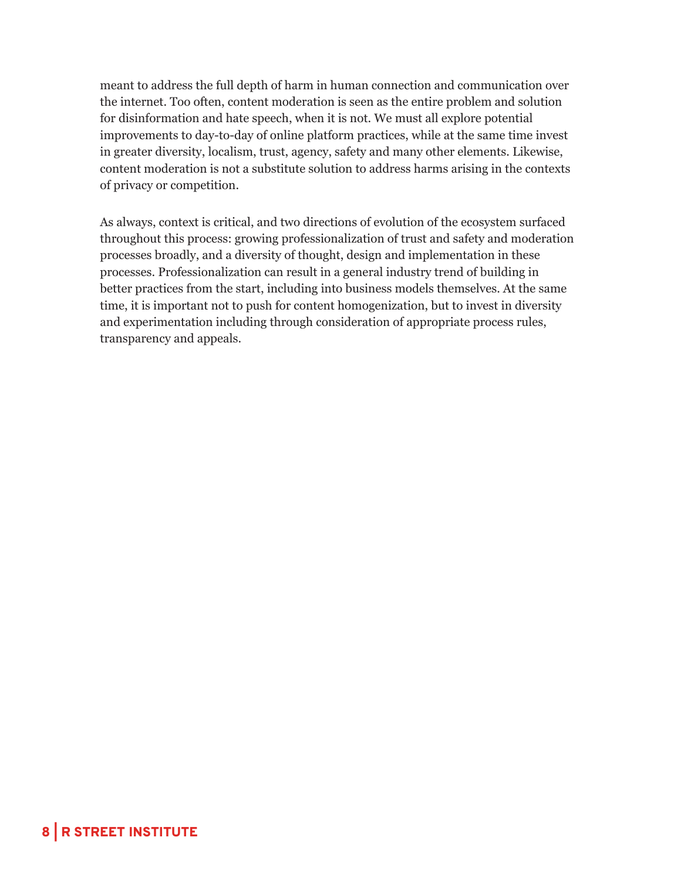meant to address the full depth of harm in human connection and communication over the internet. Too often, content moderation is seen as the entire problem and solution for disinformation and hate speech, when it is not. We must all explore potential improvements to day-to-day of online platform practices, while at the same time invest in greater diversity, localism, trust, agency, safety and many other elements. Likewise, content moderation is not a substitute solution to address harms arising in the contexts of privacy or competition.

As always, context is critical, and two directions of evolution of the ecosystem surfaced throughout this process: growing professionalization of trust and safety and moderation processes broadly, and a diversity of thought, design and implementation in these processes. Professionalization can result in a general industry trend of building in better practices from the start, including into business models themselves. At the same time, it is important not to push for content homogenization, but to invest in diversity and experimentation including through consideration of appropriate process rules, transparency and appeals.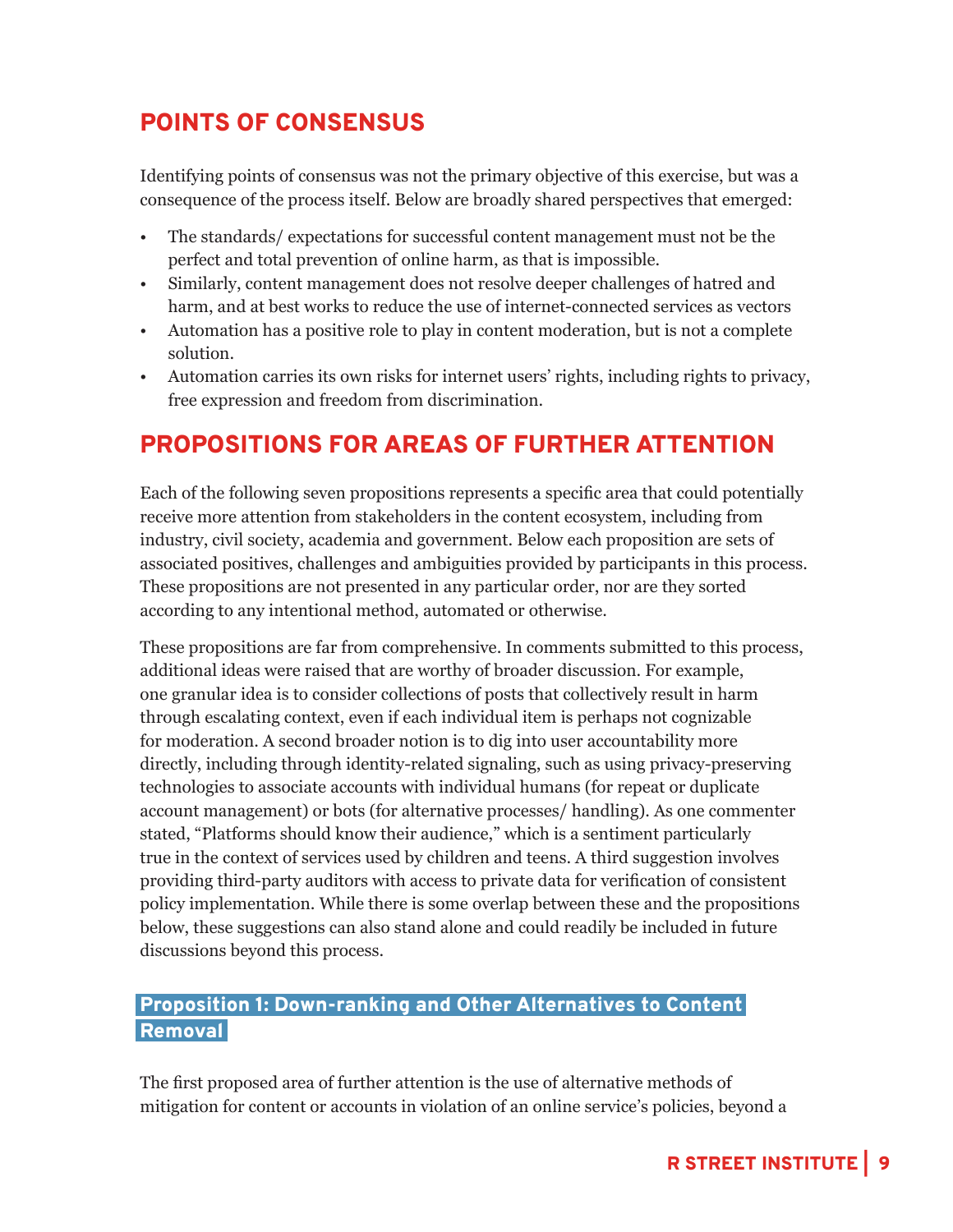## POINTS OF CONSENSUS

Identifying points of consensus was not the primary objective of this exercise, but was a consequence of the process itself. Below are broadly shared perspectives that emerged:

- The standards/ expectations for successful content management must not be the perfect and total prevention of online harm, as that is impossible.
- Similarly, content management does not resolve deeper challenges of hatred and harm, and at best works to reduce the use of internet-connected services as vectors
- Automation has a positive role to play in content moderation, but is not a complete solution.
- Automation carries its own risks for internet users' rights, including rights to privacy, free expression and freedom from discrimination.

## PROPOSITIONS FOR AREAS OF FURTHER ATTENTION

Each of the following seven propositions represents a specific area that could potentially receive more attention from stakeholders in the content ecosystem, including from industry, civil society, academia and government. Below each proposition are sets of associated positives, challenges and ambiguities provided by participants in this process. These propositions are not presented in any particular order, nor are they sorted according to any intentional method, automated or otherwise.

These propositions are far from comprehensive. In comments submitted to this process, additional ideas were raised that are worthy of broader discussion. For example, one granular idea is to consider collections of posts that collectively result in harm through escalating context, even if each individual item is perhaps not cognizable for moderation. A second broader notion is to dig into user accountability more directly, including through identity-related signaling, such as using privacy-preserving technologies to associate accounts with individual humans (for repeat or duplicate account management) or bots (for alternative processes/ handling). As one commenter stated, "Platforms should know their audience," which is a sentiment particularly true in the context of services used by children and teens. A third suggestion involves providing third-party auditors with access to private data for verification of consistent policy implementation. While there is some overlap between these and the propositions below, these suggestions can also stand alone and could readily be included in future discussions beyond this process.

### Proposition 1: Down-ranking and Other Alternatives to Content Removal

The first proposed area of further attention is the use of alternative methods of mitigation for content or accounts in violation of an online service's policies, beyond a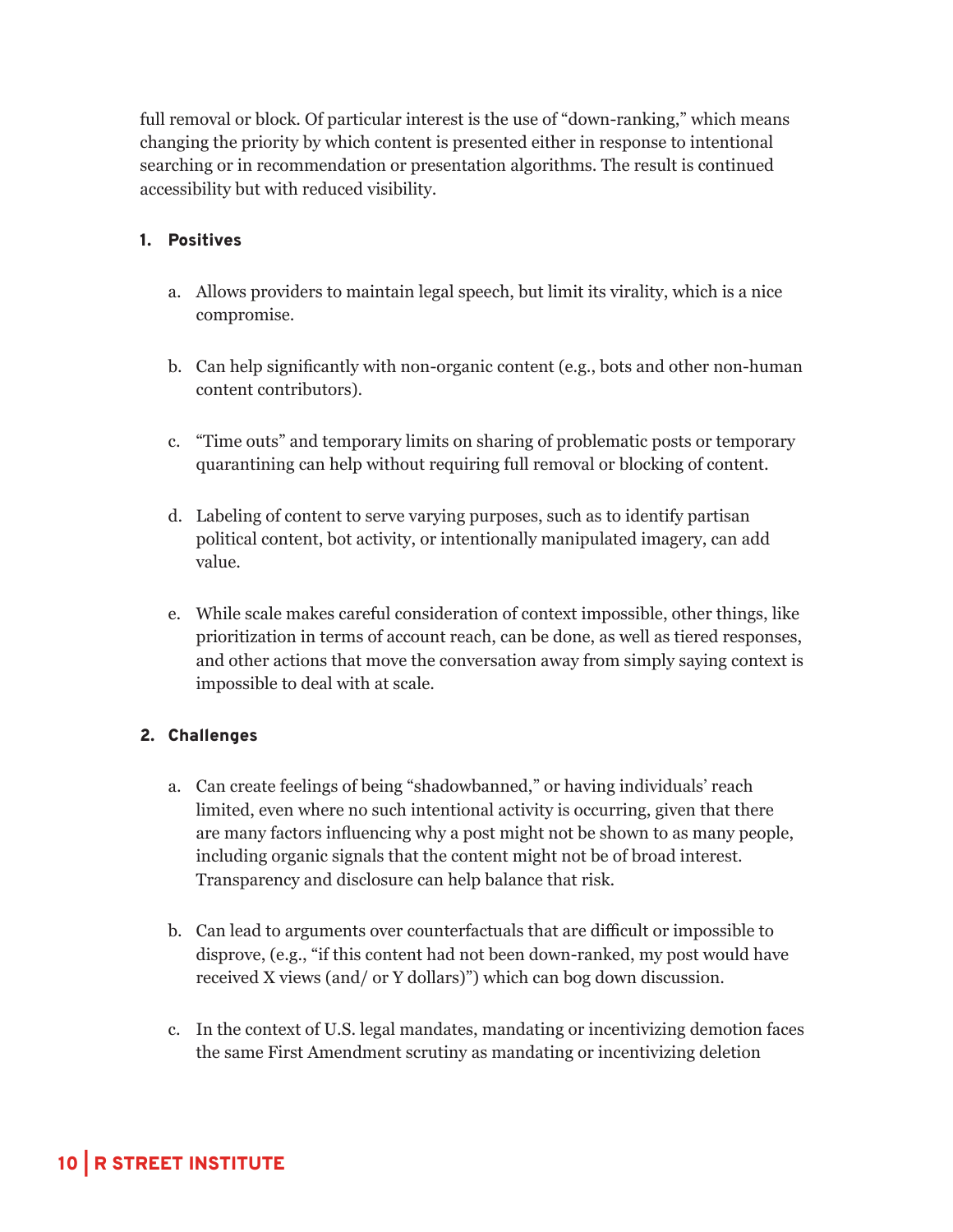full removal or block. Of particular interest is the use of "down-ranking," which means changing the priority by which content is presented either in response to intentional searching or in recommendation or presentation algorithms. The result is continued accessibility but with reduced visibility.

**1. Positives**

a. Allows providers to maintain legal speech, but limit its virality, which is a nice compromise.

b. Can help significantly with non-organic content (e.g., bots and other non-human content contributors).

c. "Time outs" and temporary limits on sharing of problematic posts or temporary quarantining can help without requiring full removal or blocking of content.

d. Labeling of content to serve varying purposes, such as to identify partisan political content, bot activity, or intentionally manipulated imagery, can add value.

e. While scale makes careful consideration of context impossible, other things, like prioritization in terms of account reach, can be done, as well as tiered responses, and other actions that move the conversation away from simply saying context is impossible to deal with at scale.

**2. Challenges**

a. Can create feelings of being "shadowbanned," or having individuals' reach limited, even where no such intentional activity is occurring, given that there are many factors influencing why a post might not be shown to as many people, including organic signals that the content might not be of broad interest. Transparency and disclosure can help balance that risk.

b. Can lead to arguments over counterfactuals that are difficult or impossible to disprove, (e.g., "if this content had not been down-ranked, my post would have received X views (and/ or Y dollars)") which can bog down discussion.

c. In the context of U.S. legal mandates, mandating or incentivizing demotion faces the same First Amendment scrutiny as mandating or incentivizing deletion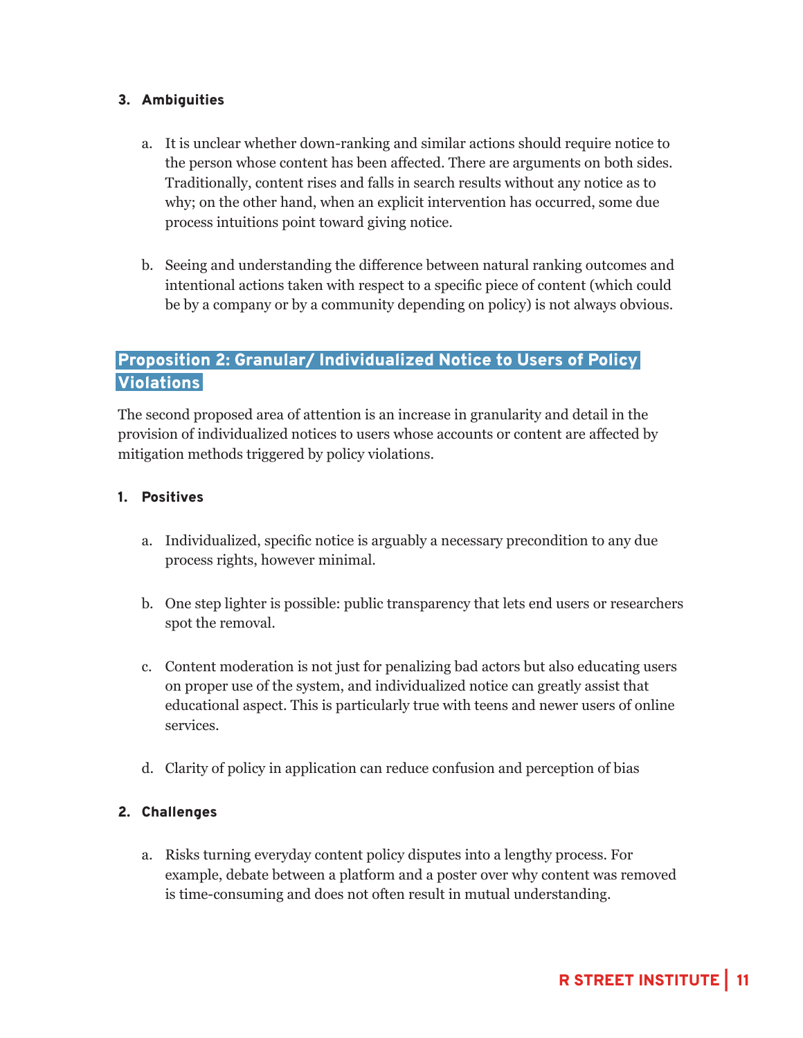**3. Ambiguities**

a. It is unclear whether down-ranking and similar actions should require notice to the person whose content has been affected. There are arguments on both sides. Traditionally, content rises and falls in search results without any notice as to why; on the other hand, when an explicit intervention has occurred, some due process intuitions point toward giving notice.

b. Seeing and understanding the difference between natural ranking outcomes and intentional actions taken with respect to a specific piece of content (which could be by a company or by a community depending on policy) is not always obvious.

## Proposition 2: Granular/ Individualized Notice to Users of Policy Violations

The second proposed area of attention is an increase in granularity and detail in the provision of individualized notices to users whose accounts or content are affected by mitigation methods triggered by policy violations.

**1. Positives**

a. Individualized, specific notice is arguably a necessary precondition to any due process rights, however minimal.

b. One step lighter is possible: public transparency that lets end users or researchers spot the removal.

c. Content moderation is not just for penalizing bad actors but also educating users on proper use of the system, and individualized notice can greatly assist that educational aspect. This is particularly true with teens and newer users of online services.

d. Clarity of policy in application can reduce confusion and perception of bias

**2. Challenges**

a. Risks turning everyday content policy disputes into a lengthy process. For example, debate between a platform and a poster over why content was removed is time-consuming and does not often result in mutual understanding.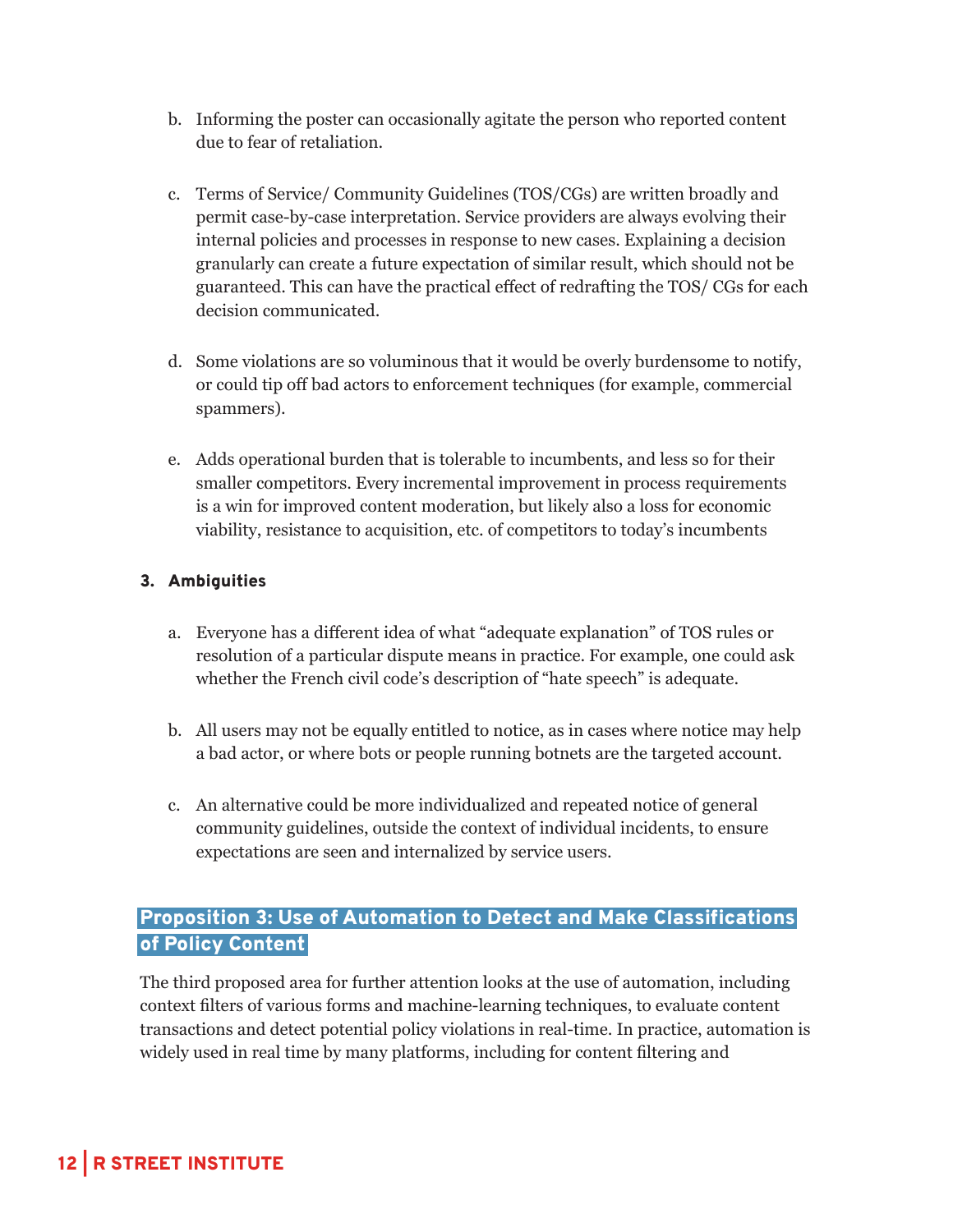b. Informing the poster can occasionally agitate the person who reported content due to fear of retaliation.

c. Terms of Service/ Community Guidelines (TOS/CGs) are written broadly and permit case-by-case interpretation. Service providers are always evolving their internal policies and processes in response to new cases. Explaining a decision granularly can create a future expectation of similar result, which should not be guaranteed. This can have the practical effect of redrafting the TOS/ CGs for each decision communicated.

d. Some violations are so voluminous that it would be overly burdensome to notify, or could tip off bad actors to enforcement techniques (for example, commercial spammers).

e. Adds operational burden that is tolerable to incumbents, and less so for their smaller competitors. Every incremental improvement in process requirements is a win for improved content moderation, but likely also a loss for economic viability, resistance to acquisition, etc. of competitors to today's incumbents

**3. Ambiguities**

a. Everyone has a different idea of what "adequate explanation" of TOS rules or resolution of a particular dispute means in practice. For example, one could ask whether the French civil code's description of "hate speech" is adequate.

b. All users may not be equally entitled to notice, as in cases where notice may help a bad actor, or where bots or people running botnets are the targeted account.

c. An alternative could be more individualized and repeated notice of general community guidelines, outside the context of individual incidents, to ensure expectations are seen and internalized by service users.

## Proposition 3: Use of Automation to Detect and Make Classifications of Policy Content

The third proposed area for further attention looks at the use of automation, including context filters of various forms and machine-learning techniques, to evaluate content transactions and detect potential policy violations in real-time. In practice, automation is widely used in real time by many platforms, including for content filtering and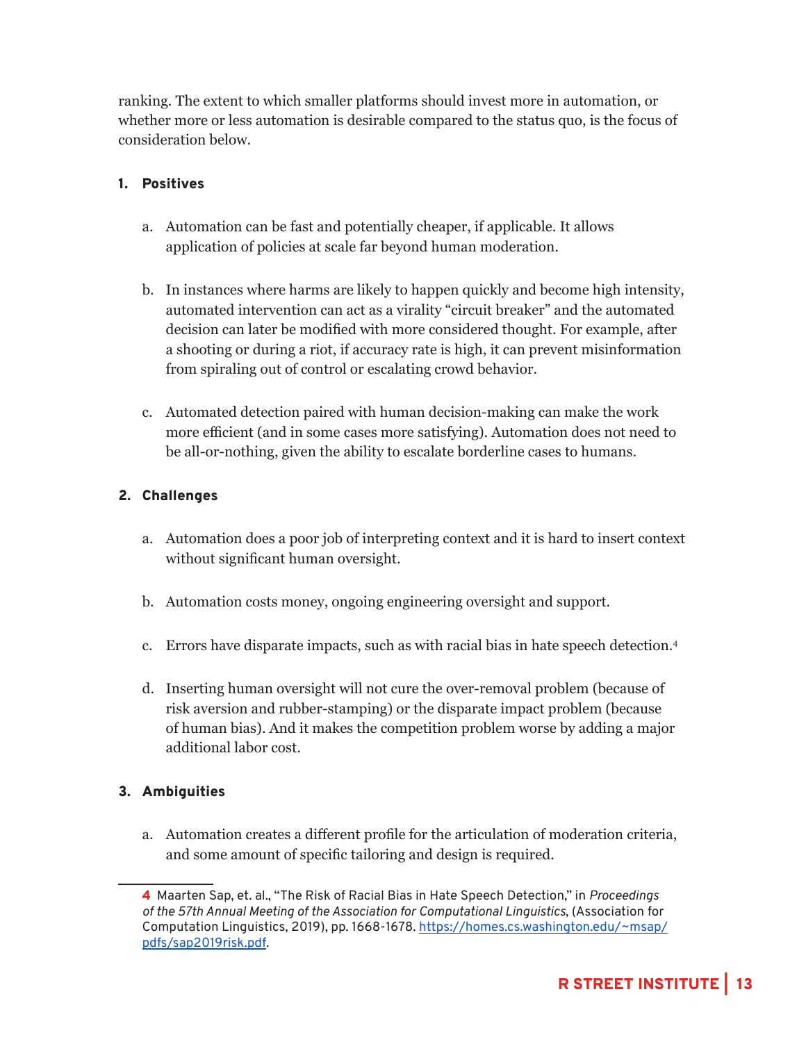ranking. The extent to which smaller platforms should invest more in automation, or whether more or less automation is desirable compared to the status quo, is the focus of consideration below.

1. **Positives**

   a. Automation can be fast and potentially cheaper, if applicable. It allows application of policies at scale far beyond human moderation.

   b. In instances where harms are likely to happen quickly and become high intensity, automated intervention can act as a virality "circuit breaker" and the automated decision can later be modified with more considered thought. For example, after a shooting or during a riot, if accuracy rate is high, it can prevent misinformation from spiraling out of control or escalating crowd behavior.

   c. Automated detection paired with human decision-making can make the work more efficient (and in some cases more satisfying). Automation does not need to be all-or-nothing, given the ability to escalate borderline cases to humans.

2. **Challenges**

   a. Automation does a poor job of interpreting context and it is hard to insert context without significant human oversight.

   b. Automation costs money, ongoing engineering oversight and support.

   c. Errors have disparate impacts, such as with racial bias in hate speech detection.[4]

   d. Inserting human oversight will not cure the over-removal problem (because of risk aversion and rubber-stamping) or the disparate impact problem (because of human bias). And it makes the competition problem worse by adding a major additional labor cost.

3. **Ambiguities**

   a. Automation creates a different profile for the articulation of moderation criteria, and some amount of specific tailoring and design is required.

---

4 Maarten Sap, et. al., "The Risk of Racial Bias in Hate Speech Detection," in *Proceedings of the 57th Annual Meeting of the Association for Computational Linguistics*, (Association for Computation Linguistics, 2019), pp. 1668-1678. https://homes.cs.washington.edu/~msap/pdfs/sap2019risk.pdf.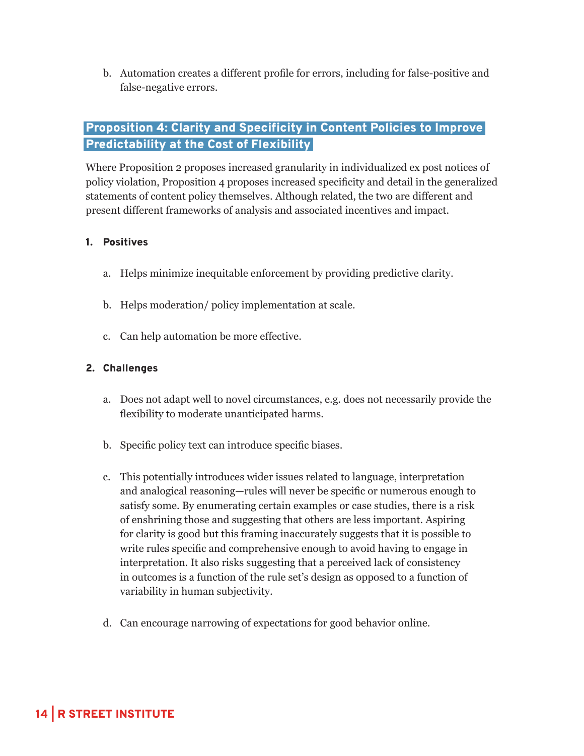b. Automation creates a different profile for errors, including for false-positive and false-negative errors.

## Proposition 4: Clarity and Specificity in Content Policies to Improve Predictability at the Cost of Flexibility

Where Proposition 2 proposes increased granularity in individualized ex post notices of policy violation, Proposition 4 proposes increased specificity and detail in the generalized statements of content policy themselves. Although related, the two are different and present different frameworks of analysis and associated incentives and impact.

**1. Positives**

a. Helps minimize inequitable enforcement by providing predictive clarity.

b. Helps moderation/ policy implementation at scale.

c. Can help automation be more effective.

**2. Challenges**

a. Does not adapt well to novel circumstances, e.g. does not necessarily provide the flexibility to moderate unanticipated harms.

b. Specific policy text can introduce specific biases.

c. This potentially introduces wider issues related to language, interpretation and analogical reasoning—rules will never be specific or numerous enough to satisfy some. By enumerating certain examples or case studies, there is a risk of enshrining those and suggesting that others are less important. Aspiring for clarity is good but this framing inaccurately suggests that it is possible to write rules specific and comprehensive enough to avoid having to engage in interpretation. It also risks suggesting that a perceived lack of consistency in outcomes is a function of the rule set's design as opposed to a function of variability in human subjectivity.

d. Can encourage narrowing of expectations for good behavior online.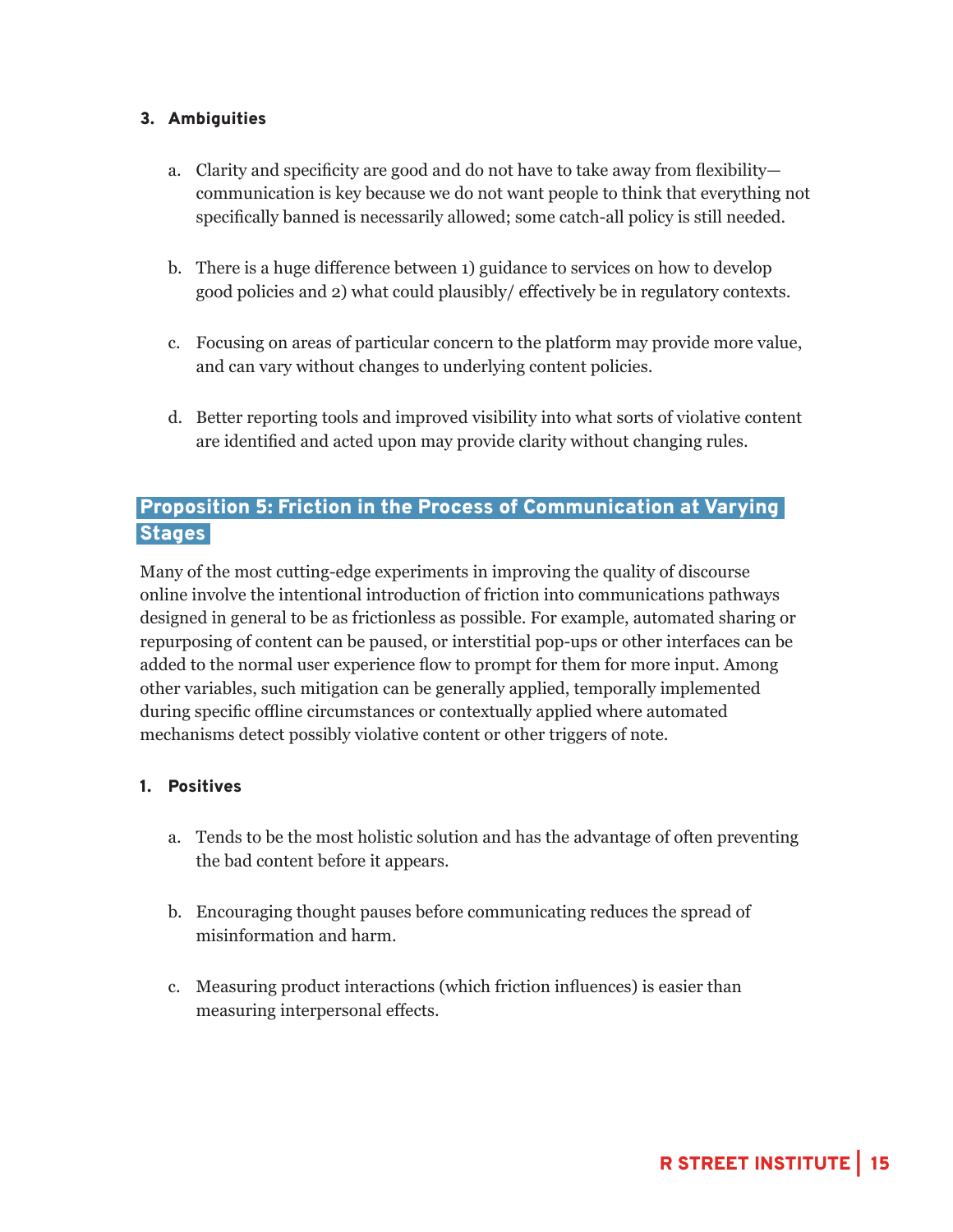**3. Ambiguities**

a. Clarity and specificity are good and do not have to take away from flexibility—communication is key because we do not want people to think that everything not specifically banned is necessarily allowed; some catch-all policy is still needed.

b. There is a huge difference between 1) guidance to services on how to develop good policies and 2) what could plausibly/ effectively be in regulatory contexts.

c. Focusing on areas of particular concern to the platform may provide more value, and can vary without changes to underlying content policies.

d. Better reporting tools and improved visibility into what sorts of violative content are identified and acted upon may provide clarity without changing rules.

## Proposition 5: Friction in the Process of Communication at Varying Stages

Many of the most cutting-edge experiments in improving the quality of discourse online involve the intentional introduction of friction into communications pathways designed in general to be as frictionless as possible. For example, automated sharing or repurposing of content can be paused, or interstitial pop-ups or other interfaces can be added to the normal user experience flow to prompt for them for more input. Among other variables, such mitigation can be generally applied, temporally implemented during specific offline circumstances or contextually applied where automated mechanisms detect possibly violative content or other triggers of note.

**1. Positives**

a. Tends to be the most holistic solution and has the advantage of often preventing the bad content before it appears.

b. Encouraging thought pauses before communicating reduces the spread of misinformation and harm.

c. Measuring product interactions (which friction influences) is easier than measuring interpersonal effects.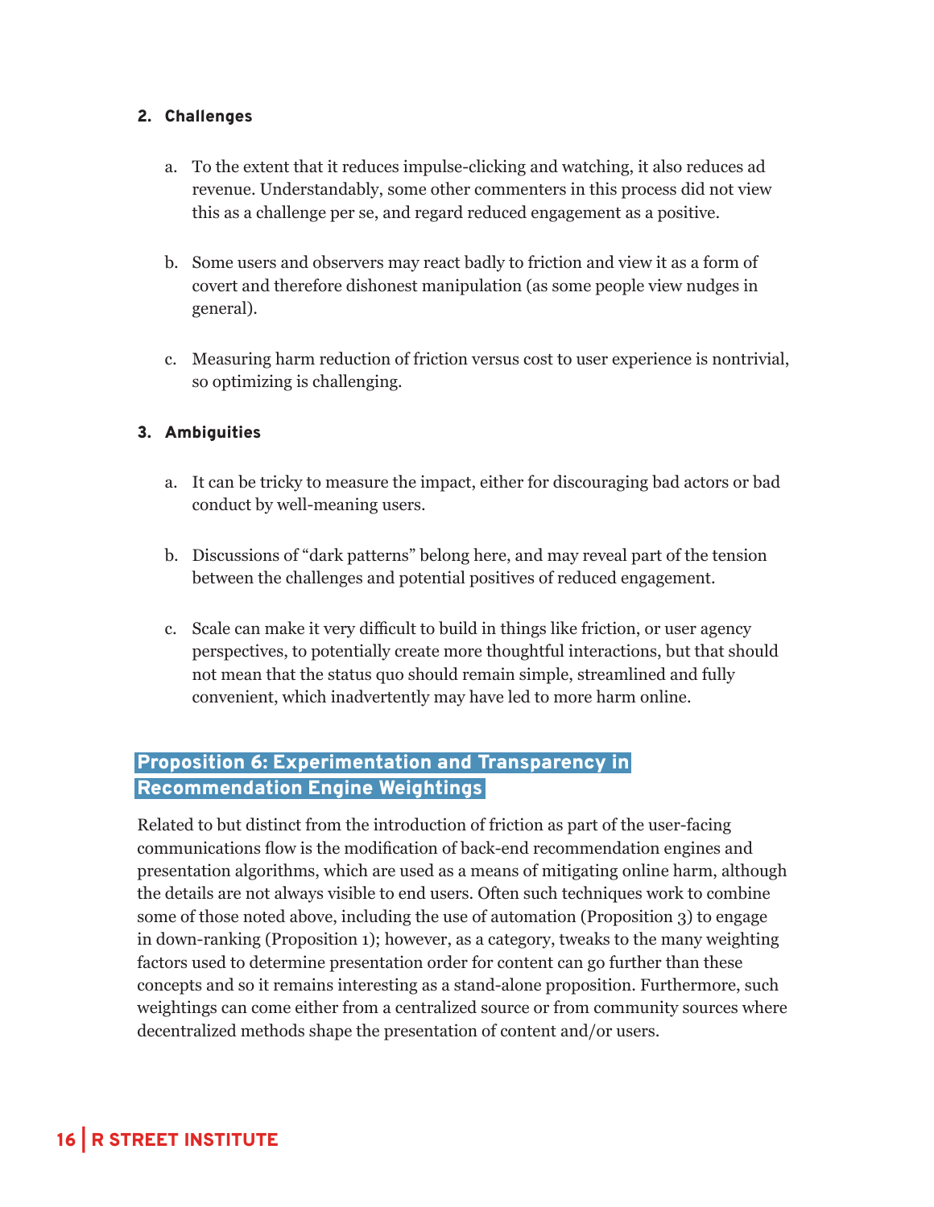**2. Challenges**

a. To the extent that it reduces impulse-clicking and watching, it also reduces ad revenue. Understandably, some other commenters in this process did not view this as a challenge per se, and regard reduced engagement as a positive.

b. Some users and observers may react badly to friction and view it as a form of covert and therefore dishonest manipulation (as some people view nudges in general).

c. Measuring harm reduction of friction versus cost to user experience is nontrivial, so optimizing is challenging.

**3. Ambiguities**

a. It can be tricky to measure the impact, either for discouraging bad actors or bad conduct by well-meaning users.

b. Discussions of "dark patterns" belong here, and may reveal part of the tension between the challenges and potential positives of reduced engagement.

c. Scale can make it very difficult to build in things like friction, or user agency perspectives, to potentially create more thoughtful interactions, but that should not mean that the status quo should remain simple, streamlined and fully convenient, which inadvertently may have led to more harm online.

## Proposition 6: Experimentation and Transparency in Recommendation Engine Weightings

Related to but distinct from the introduction of friction as part of the user-facing communications flow is the modification of back-end recommendation engines and presentation algorithms, which are used as a means of mitigating online harm, although the details are not always visible to end users. Often such techniques work to combine some of those noted above, including the use of automation (Proposition 3) to engage in down-ranking (Proposition 1); however, as a category, tweaks to the many weighting factors used to determine presentation order for content can go further than these concepts and so it remains interesting as a stand-alone proposition. Furthermore, such weightings can come either from a centralized source or from community sources where decentralized methods shape the presentation of content and/or users.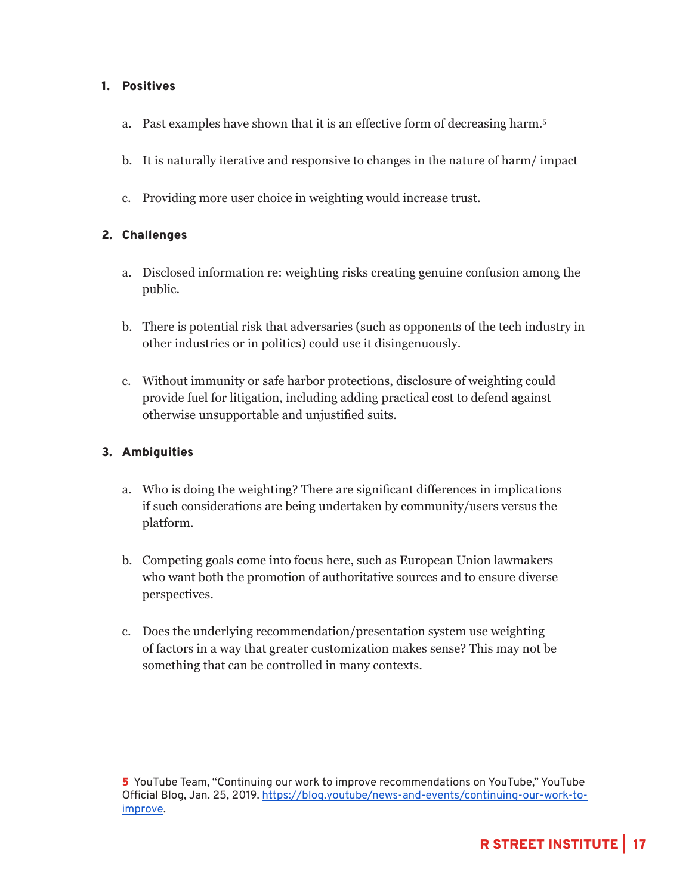1. **Positives**

    a. Past examples have shown that it is an effective form of decreasing harm.[5]

    b. It is naturally iterative and responsive to changes in the nature of harm/ impact

    c. Providing more user choice in weighting would increase trust.

2. **Challenges**

    a. Disclosed information re: weighting risks creating genuine confusion among the public.

    b. There is potential risk that adversaries (such as opponents of the tech industry in other industries or in politics) could use it disingenuously.

    c. Without immunity or safe harbor protections, disclosure of weighting could provide fuel for litigation, including adding practical cost to defend against otherwise unsupportable and unjustified suits.

3. **Ambiguities**

    a. Who is doing the weighting? There are significant differences in implications if such considerations are being undertaken by community/users versus the platform.

    b. Competing goals come into focus here, such as European Union lawmakers who want both the promotion of authoritative sources and to ensure diverse perspectives.

    c. Does the underlying recommendation/presentation system use weighting of factors in a way that greater customization makes sense? This may not be something that can be controlled in many contexts.

---

5 YouTube Team, "Continuing our work to improve recommendations on YouTube," YouTube Official Blog, Jan. 25, 2019. [https://blog.youtube/news-and-events/continuing-our-work-to-improve](https://blog.youtube/news-and-events/continuing-our-work-to-improve).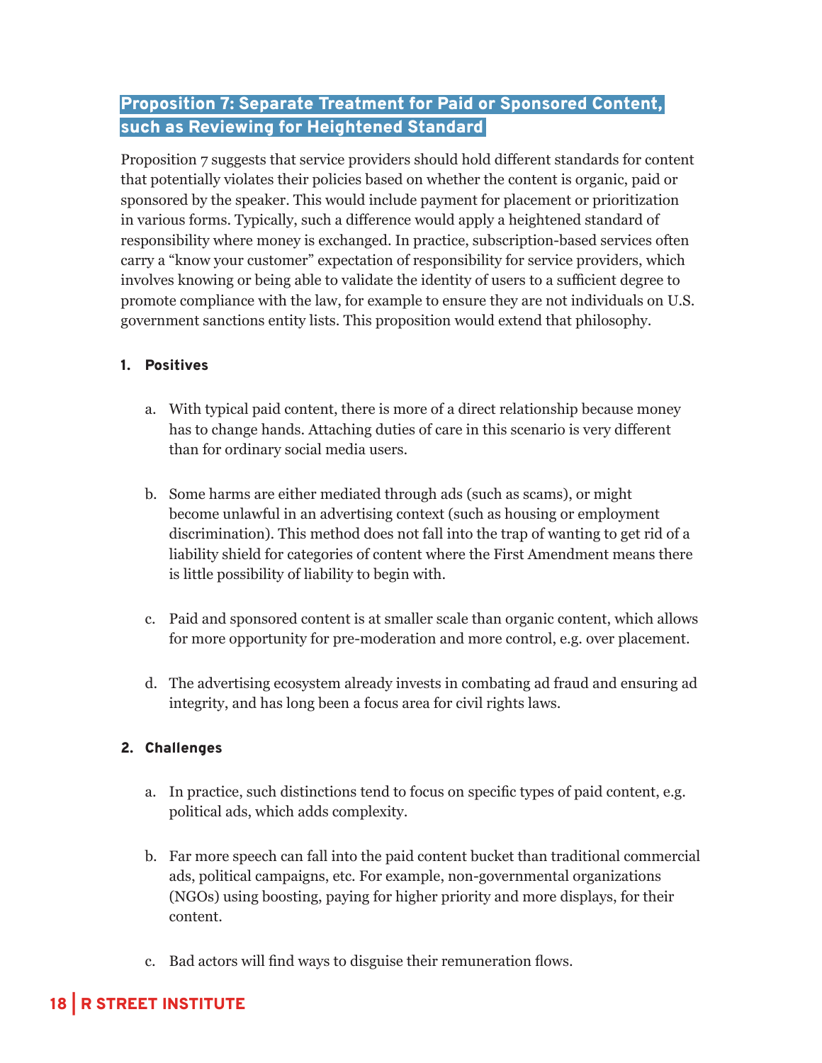## Proposition 7: Separate Treatment for Paid or Sponsored Content, such as Reviewing for Heightened Standard

Proposition 7 suggests that service providers should hold different standards for content that potentially violates their policies based on whether the content is organic, paid or sponsored by the speaker. This would include payment for placement or prioritization in various forms. Typically, such a difference would apply a heightened standard of responsibility where money is exchanged. In practice, subscription-based services often carry a "know your customer" expectation of responsibility for service providers, which involves knowing or being able to validate the identity of users to a sufficient degree to promote compliance with the law, for example to ensure they are not individuals on U.S. government sanctions entity lists. This proposition would extend that philosophy.

1. **Positives**

   a. With typical paid content, there is more of a direct relationship because money has to change hands. Attaching duties of care in this scenario is very different than for ordinary social media users.

   b. Some harms are either mediated through ads (such as scams), or might become unlawful in an advertising context (such as housing or employment discrimination). This method does not fall into the trap of wanting to get rid of a liability shield for categories of content where the First Amendment means there is little possibility of liability to begin with.

   c. Paid and sponsored content is at smaller scale than organic content, which allows for more opportunity for pre-moderation and more control, e.g. over placement.

   d. The advertising ecosystem already invests in combating ad fraud and ensuring ad integrity, and has long been a focus area for civil rights laws.

2. **Challenges**

   a. In practice, such distinctions tend to focus on specific types of paid content, e.g. political ads, which adds complexity.

   b. Far more speech can fall into the paid content bucket than traditional commercial ads, political campaigns, etc. For example, non-governmental organizations (NGOs) using boosting, paying for higher priority and more displays, for their content.

   c. Bad actors will find ways to disguise their remuneration flows.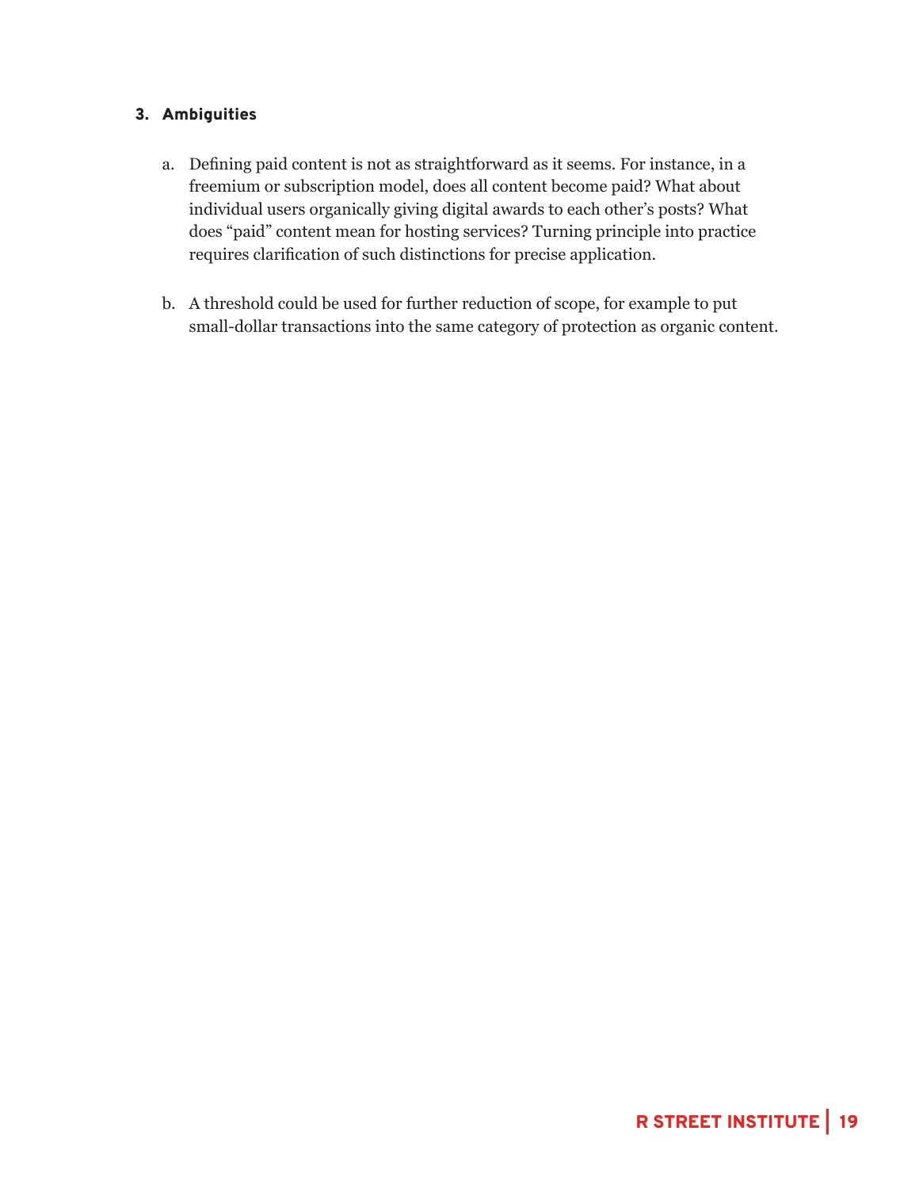**3. Ambiguities**

a. Defining paid content is not as straightforward as it seems. For instance, in a freemium or subscription model, does all content become paid? What about individual users organically giving digital awards to each other's posts? What does "paid" content mean for hosting services? Turning principle into practice requires clarification of such distinctions for precise application.

b. A threshold could be used for further reduction of scope, for example to put small-dollar transactions into the same category of protection as organic content.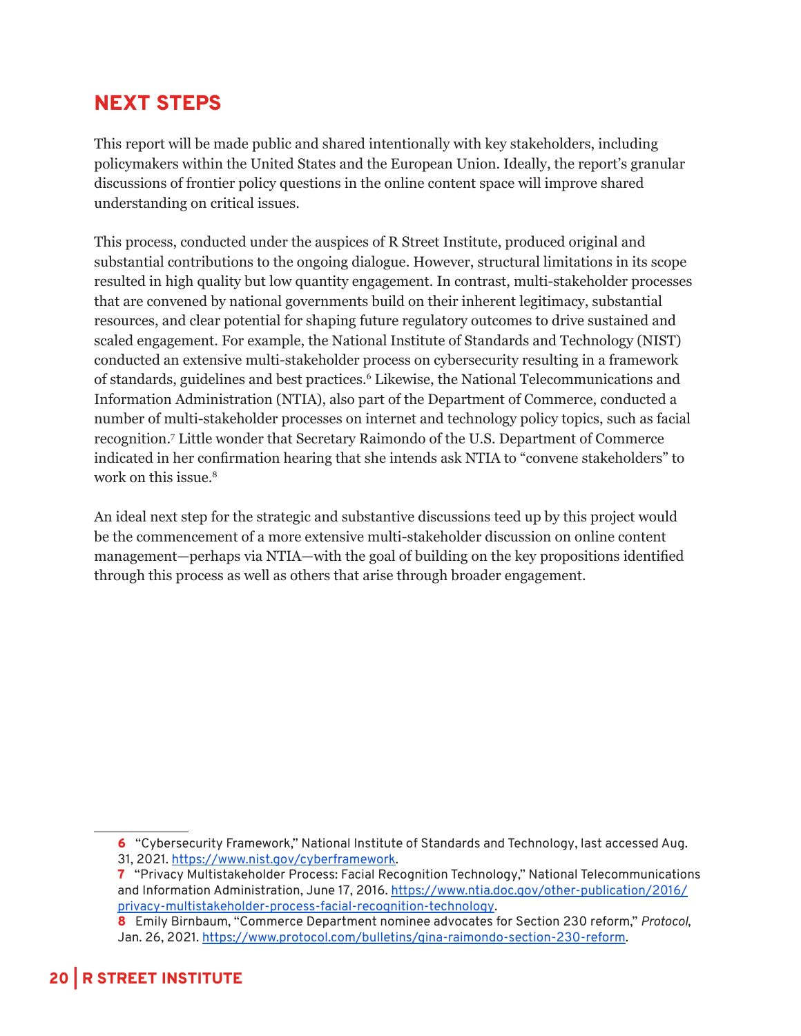## NEXT STEPS

This report will be made public and shared intentionally with key stakeholders, including policymakers within the United States and the European Union. Ideally, the report's granular discussions of frontier policy questions in the online content space will improve shared understanding on critical issues.

This process, conducted under the auspices of R Street Institute, produced original and substantial contributions to the ongoing dialogue. However, structural limitations in its scope resulted in high quality but low quantity engagement. In contrast, multi-stakeholder processes that are convened by national governments build on their inherent legitimacy, substantial resources, and clear potential for shaping future regulatory outcomes to drive sustained and scaled engagement. For example, the National Institute of Standards and Technology (NIST) conducted an extensive multi-stakeholder process on cybersecurity resulting in a framework of standards, guidelines and best practices.[6] Likewise, the National Telecommunications and Information Administration (NTIA), also part of the Department of Commerce, conducted a number of multi-stakeholder processes on internet and technology policy topics, such as facial recognition.[7] Little wonder that Secretary Raimondo of the U.S. Department of Commerce indicated in her confirmation hearing that she intends ask NTIA to "convene stakeholders" to work on this issue.[8]

An ideal next step for the strategic and substantive discussions teed up by this project would be the commencement of a more extensive multi-stakeholder discussion on online content management—perhaps via NTIA—with the goal of building on the key propositions identified through this process as well as others that arise through broader engagement.

---

6 "Cybersecurity Framework," National Institute of Standards and Technology, last accessed Aug. 31, 2021. https://www.nist.gov/cyberframework.

7 "Privacy Multistakeholder Process: Facial Recognition Technology," National Telecommunications and Information Administration, June 17, 2016. https://www.ntia.doc.gov/other-publication/2016/privacy-multistakeholder-process-facial-recognition-technology.

8 Emily Birnbaum, "Commerce Department nominee advocates for Section 230 reform," *Protocol*, Jan. 26, 2021. https://www.protocol.com/bulletins/gina-raimondo-section-230-reform.